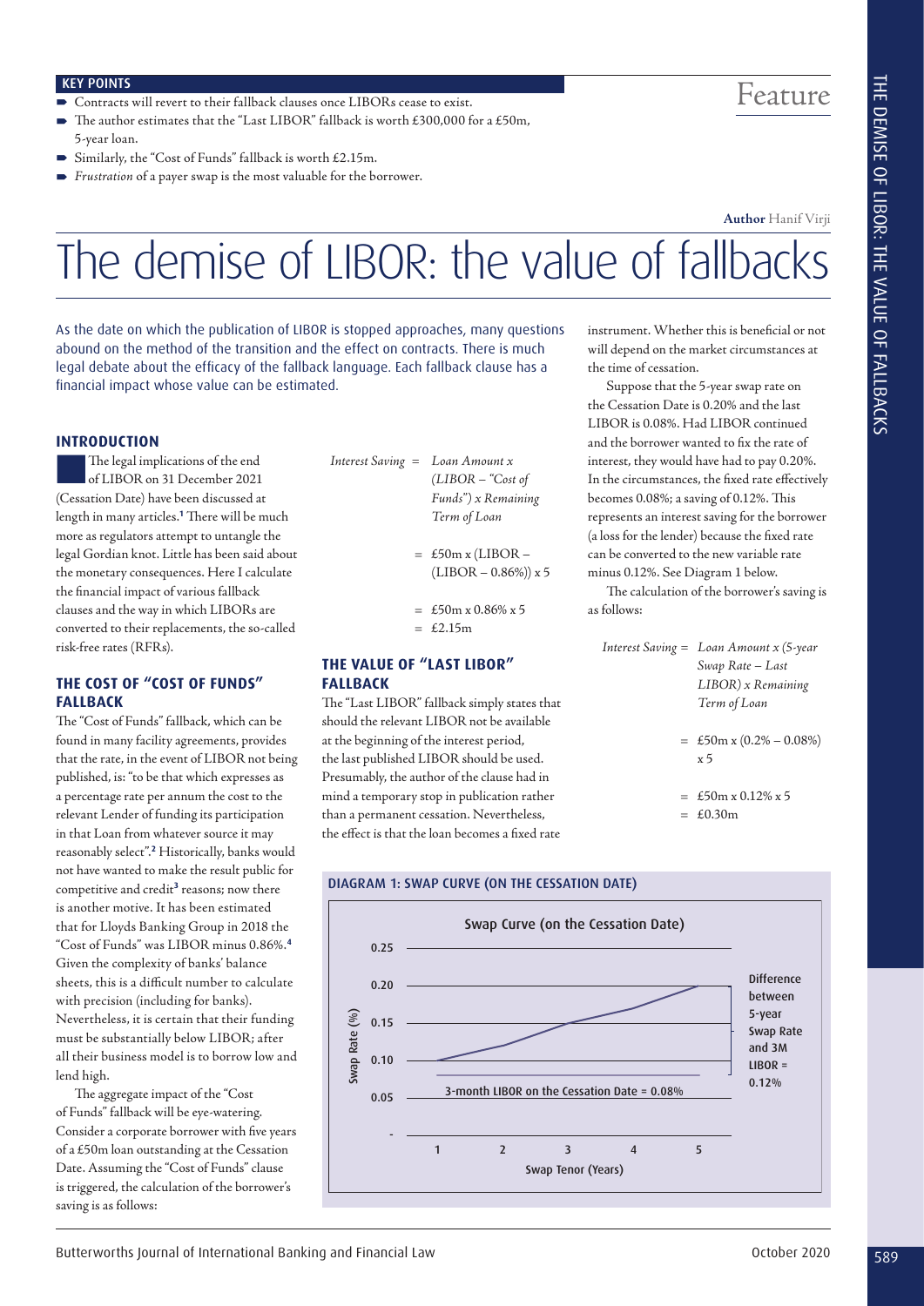**KEY POINTS**

- Contracts will revert to their fallback clauses once LIBORs cease to exist.
- The author estimates that the "Last LIBOR" fallback is worth £300,000 for a £50m, 5-year loan.
- Similarly, the "Cost of Funds" fallback is worth £2.15m.
- *Frustration* of a payer swap is the most valuable for the borrower.

Feature

**Author** Hanif Virji

# The demise of LIBOR: the value of fallbacks

As the date on which the publication of LIBOR is stopped approaches, many questions abound on the method of the transition and the effect on contracts. There is much legal debate about the efficacy of the fallback language. Each fallback clause has a financial impact whose value can be estimated.

## INTRODUCTION

The legal implications of the end of LIBOR on 31 December 2021 (Cessation Date) have been discussed at length in many articles.[1] There will be much more as regulators attempt to untangle the legal Gordian knot. Little has been said about the monetary consequences. Here I calculate the financial impact of various fallback clauses and the way in which LIBORs are converted to their replacements, the so-called risk-free rates (RFRs).

## THE COST OF "COST OF FUNDS" FALLBACK

The "Cost of Funds" fallback, which can be found in many facility agreements, provides that the rate, in the event of LIBOR not being published, is: "to be that which expresses as a percentage rate per annum the cost to the relevant Lender of funding its participation in that Loan from whatever source it may reasonably select".[2] Historically, banks would not have wanted to make the result public for competitive and credit[3] reasons; now there is another motive. It has been estimated that for Lloyds Banking Group in 2018 the "Cost of Funds" was LIBOR minus 0.86%.[4] Given the complexity of banks' balance sheets, this is a difficult number to calculate with precision (including for banks). Nevertheless, it is certain that their funding must be substantially below LIBOR; after all their business model is to borrow low and lend high.

The aggregate impact of the "Cost of Funds" fallback will be eye-watering. Consider a corporate borrower with five years of a £50m loan outstanding at the Cessation Date. Assuming the "Cost of Funds" clause is triggered, the calculation of the borrower's saving is as follows:

*Interest Saving* = *Loan Amount x (LIBOR – "Cost of Funds") x Remaining Term of Loan*

= £50m x (LIBOR – (LIBOR – 0.86%)) x 5

= £50m x 0.86% x 5

= £2.15m

## THE VALUE OF "LAST LIBOR" FALLBACK

The "Last LIBOR" fallback simply states that should the relevant LIBOR not be available at the beginning of the interest period, the last published LIBOR should be used. Presumably, the author of the clause had in mind a temporary stop in publication rather than a permanent cessation. Nevertheless, the effect is that the loan becomes a fixed rate instrument. Whether this is beneficial or not will depend on the market circumstances at the time of cessation.

Suppose that the 5-year swap rate on the Cessation Date is 0.20% and the last LIBOR is 0.08%. Had LIBOR continued and the borrower wanted to fix the rate of interest, they would have had to pay 0.20%. In the circumstances, the fixed rate effectively becomes 0.08%; a saving of 0.12%. This represents an interest saving for the borrower (a loss for the lender) because the fixed rate can be converted to the new variable rate minus 0.12%. See Diagram 1 below.

The calculation of the borrower's saving is as follows:

*Interest Saving* = *Loan Amount x (5-year Swap Rate – Last LIBOR) x Remaining Term of Loan*

= £50m x (0.2% – 0.08%) x 5

= £50m x 0.12% x 5

= £0.30m

**DIAGRAM 1: SWAP CURVE (ON THE CESSATION DATE)**

Swap Curve (on the Cessation Date)

| Swap Tenor (Years) | 1 | 2 | 3 | 4 | 5 |
|---|---|---|---|---|---|
| Swap Rate (%) | 0.10 | 0.12 | 0.15 | 0.17 | 0.20 |

3-month LIBOR on the Cessation Date = 0.08%

Difference between 5-year Swap Rate and 3M LIBOR = 0.12%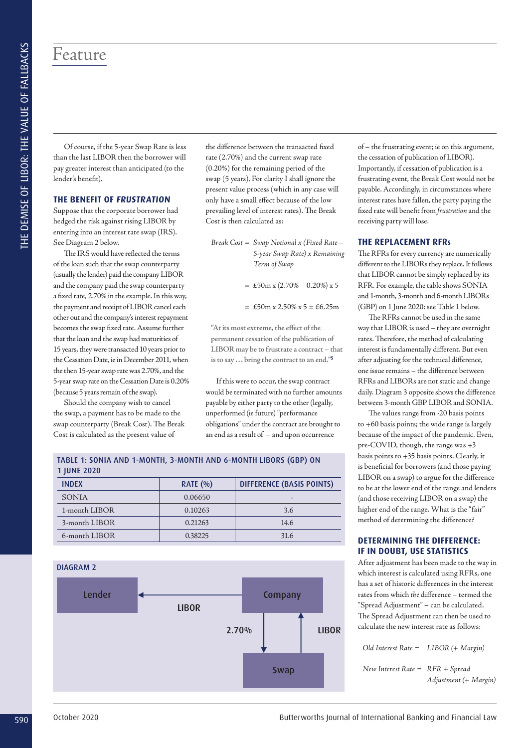Of course, if the 5-year Swap Rate is less than the last LIBOR then the borrower will pay greater interest than anticipated (to the lender's benefit).

## THE BENEFIT OF *FRUSTRATION*

Suppose that the corporate borrower had hedged the risk against rising LIBOR by entering into an interest rate swap (IRS). See Diagram 2 below.

The IRS would have reflected the terms of the loan such that the swap counterparty (usually the lender) paid the company LIBOR and the company paid the swap counterparty a fixed rate, 2.70% in the example. In this way, the payment and receipt of LIBOR cancel each other out and the company's interest repayment becomes the swap fixed rate. Assume further that the loan and the swap had maturities of 15 years, they were transacted 10 years prior to the Cessation Date, ie in December 2011, when the then 15-year swap rate was 2.70%, and the 5-year swap rate on the Cessation Date is 0.20% (because 5 years remain of the swap).

Should the company wish to cancel the swap, a payment has to be made to the swap counterparty (Break Cost). The Break Cost is calculated as the present value of the difference between the transacted fixed rate (2.70%) and the current swap rate (0.20%) for the remaining period of the swap (5 years). For clarity I shall ignore the present value process (which in any case will only have a small effect because of the low prevailing level of interest rates). The Break Cost is then calculated as:

*Break Cost* = *Swap Notional x (Fixed Rate – 5-year Swap Rate) x Remaining Term of Swap*

= £50m x (2.70% – 0.20%) x 5

= £50m x 2.50% x 5 = £6.25m

> "At its most extreme, the effect of the permanent cessation of the publication of LIBOR may be to frustrate a contract – that is to say … bring the contract to an end."[5]

If this were to occur, the swap contract would be terminated with no further amounts payable by either party to the other (legally, unperformed (ie future) "performance obligations" under the contract are brought to an end as a result of – and upon occurrence of – the frustrating event; ie on this argument, the cessation of publication of LIBOR). Importantly, if cessation of publication is a frustrating event, the Break Cost would not be payable. Accordingly, in circumstances where interest rates have fallen, the party paying the fixed rate will benefit from *frustration* and the receiving party will lose.

**TABLE 1: SONIA AND 1-MONTH, 3-MONTH AND 6-MONTH LIBORS (GBP) ON 1 JUNE 2020**

| INDEX | RATE (%) | DIFFERENCE (BASIS POINTS) |
|---|---|---|
| SONIA | 0.06650 | - |
| 1-month LIBOR | 0.10263 | 3.6 |
| 3-month LIBOR | 0.21263 | 14.6 |
| 6-month LIBOR | 0.38225 | 31.6 |

**DIAGRAM 2**

Lender ← LIBOR ← Company; Company → 2.70% → Swap; Swap → LIBOR → Company

## THE REPLACEMENT RFRs

The RFRs for every currency are numerically different to the LIBORs they replace. It follows that LIBOR cannot be simply replaced by its RFR. For example, the table shows SONIA and 1-month, 3-month and 6-month LIBORs (GBP) on 1 June 2020: see Table 1 below.

The RFRs cannot be used in the same way that LIBOR is used – they are overnight rates. Therefore, the method of calculating interest is fundamentally different. But even after adjusting for the technical difference, one issue remains – the difference between RFRs and LIBORs are not static and change daily. Diagram 3 opposite shows the difference between 3-month GBP LIBOR and SONIA.

The values range from -20 basis points to +60 basis points; the wide range is largely because of the impact of the pandemic. Even, pre-COVID, though, the range was +3 basis points to +35 basis points. Clearly, it is beneficial for borrowers (and those paying LIBOR on a swap) to argue for the difference to be at the lower end of the range and lenders (and those receiving LIBOR on a swap) the higher end of the range. What is the "fair" method of determining the difference?

## DETERMINING THE DIFFERENCE: IF IN DOUBT, USE STATISTICS

After adjustment has been made to the way in which interest is calculated using RFRs, one has a set of historic differences in the interest rates from which *the* difference – termed the "Spread Adjustment" – can be calculated. The Spread Adjustment can then be used to calculate the new interest rate as follows:

*Old Interest Rate* = *LIBOR (+ Margin)*

*New Interest Rate* = *RFR + Spread Adjustment (+ Margin)*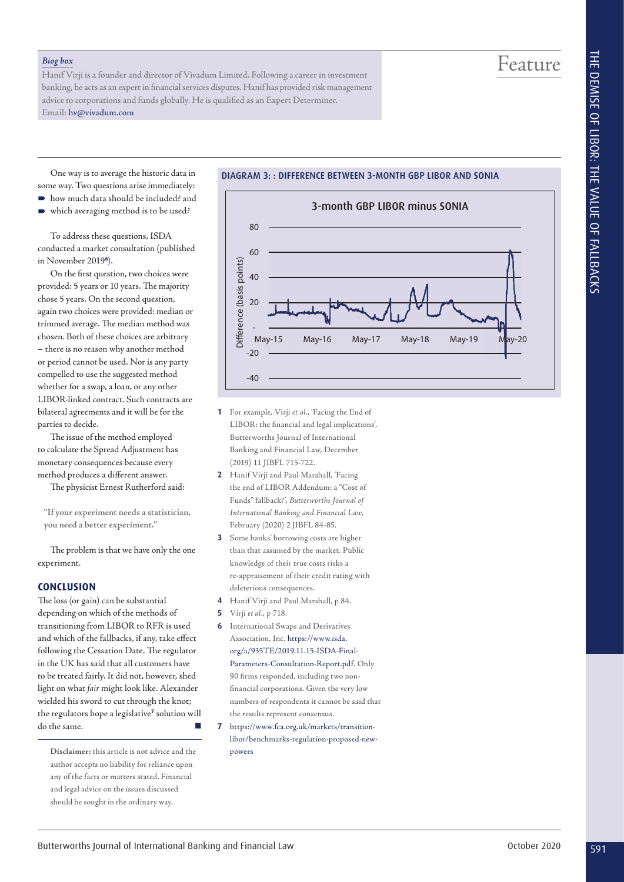*Biog box*

Hanif Virji is a founder and director of Vivadum Limited. Following a career in investment banking, he acts as an expert in financial services disputes. Hanif has provided risk management advice to corporations and funds globally. He is qualified as an Expert Determiner.
Email: hv@vivadum.com

One way is to average the historic data in some way. Two questions arise immediately:

- how much data should be included? and
- which averaging method is to be used?

To address these questions, ISDA conducted a market consultation (published in November 2019[6]).

On the first question, two choices were provided: 5 years or 10 years. The majority chose 5 years. On the second question, again two choices were provided: median or trimmed average. The median method was chosen. Both of these choices are arbitrary – there is no reason why another method or period cannot be used. Nor is any party compelled to use the suggested method whether for a swap, a loan, or any other LIBOR-linked contract. Such contracts are bilateral agreements and it will be for the parties to decide.

The issue of the method employed to calculate the Spread Adjustment has monetary consequences because every method produces a different answer.

The physicist Ernest Rutherford said:

> "If your experiment needs a statistician, you need a better experiment."

The problem is that we have only the one experiment.

## CONCLUSION

The loss (or gain) can be substantial depending on which of the methods of transitioning from LIBOR to RFR is used and which of the fallbacks, if any, take effect following the Cessation Date. The regulator in the UK has said that all customers have to be treated fairly. It did not, however, shed light on what *fair* might look like. Alexander wielded his sword to cut through the knot; the regulators hope a legislative[7] solution will do the same. ■

**Disclaimer:** this article is not advice and the author accepts no liability for reliance upon any of the facts or matters stated. Financial and legal advice on the issues discussed should be sought in the ordinary way.

### DIAGRAM 3: : DIFFERENCE BETWEEN 3-MONTH GBP LIBOR AND SONIA

3-month GBP LIBOR minus SONIA

Difference (basis points)

80
60
40
20
-
-20
-40

May-15 May-16 May-17 May-18 May-19 May-20

1. For example, Virji *et al.*, 'Facing the End of LIBOR: the financial and legal implications', Butterworths Journal of International Banking and Financial Law, December (2019) 11 JIBFL 715-722.
2. Hanif Virji and Paul Marshall, 'Facing the end of LIBOR Addendum: a "Cost of Funds" fallback?', *Butterworths Journal of International Banking and Financial Law,* February (2020) 2 JIBFL 84-85.
3. Some banks' borrowing costs are higher than that assumed by the market. Public knowledge of their true costs risks a re-appraisement of their credit rating with deleterious consequences.
4. Hanif Virji and Paul Marshall, p 84.
5. Virji *et al.*, p 718.
6. International Swaps and Derivatives Association, Inc. https://www.isda.org/a/935TE/2019.11.15-ISDA-Final-Parameters-Consultation-Report.pdf. Only 90 firms responded, including two non-financial corporations. Given the very low numbers of respondents it cannot be said that the results represent consensus.
7. https://www.fca.org.uk/markets/transition-libor/benchmarks-regulation-proposed-new-powers